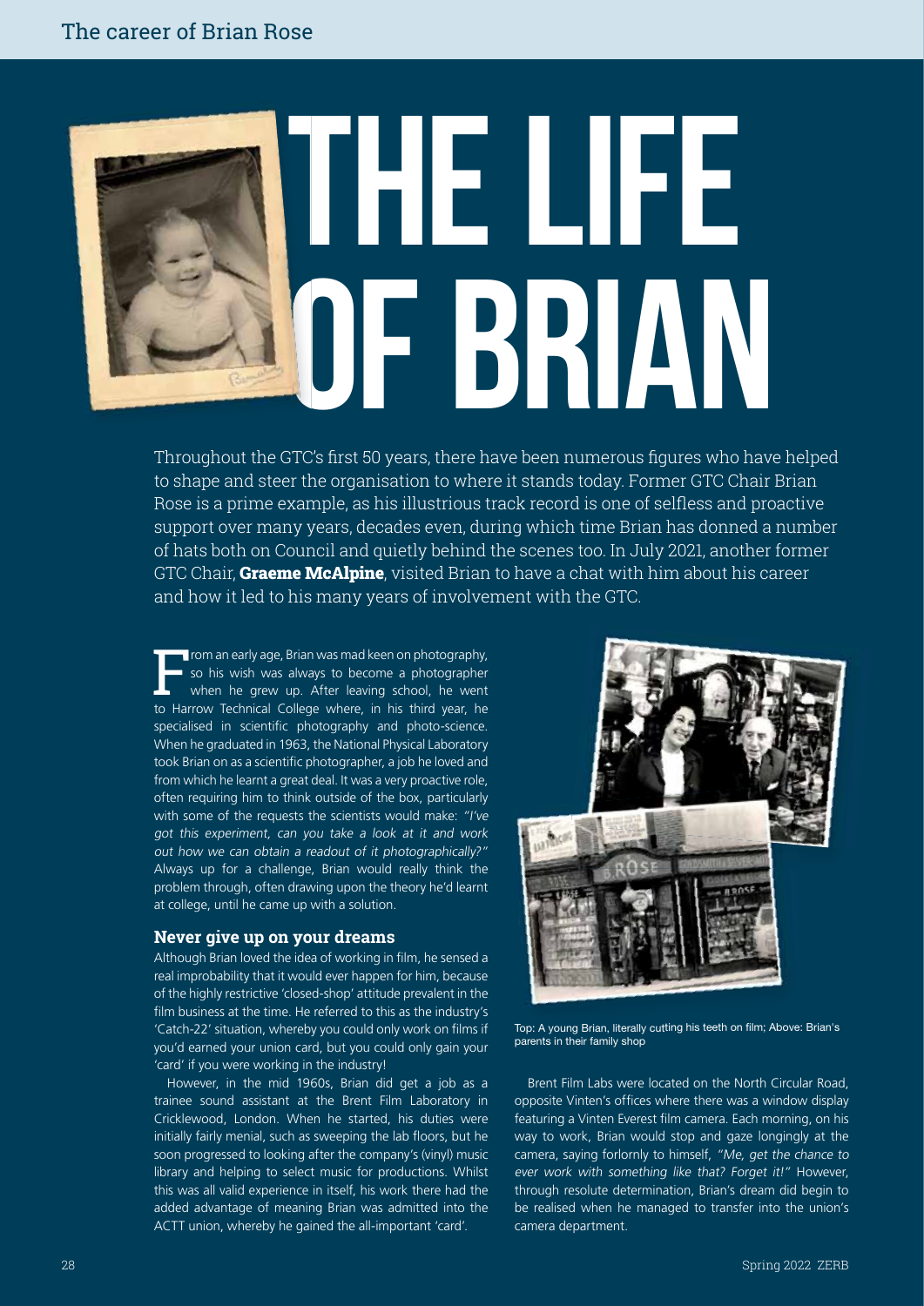# THE LIFE OF BRIAN

Throughout the GTC's first 50 years, there have been numerous figures who have helped to shape and steer the organisation to where it stands today. Former GTC Chair Brian Rose is a prime example, as his illustrious track record is one of selfless and proactive support over many years, decades even, during which time Brian has donned a number of hats both on Council and quietly behind the scenes too. In July 2021, another former GTC Chair, **Graeme McAlpine**, visited Brian to have a chat with him about his career and how it led to his many years of involvement with the GTC.

From an early age, Brian was mad keen on photography, so his wish was always to become a photographer when he grew up. After leaving school, he went to Harrow Technical College where, in his third year, he specialised in scientific photography and photo-science. When he graduated in 1963, the National Physical Laboratory took Brian on as a scientific photographer, a job he loved and from which he learnt a great deal. It was a very proactive role, often requiring him to think outside of the box, particularly with some of the requests the scientists would make: *"I've got this experiment, can you take a look at it and work out how we can obtain a readout of it photographically?"* Always up for a challenge, Brian would really think the problem through, often drawing upon the theory he'd learnt at college, until he came up with a solution.

## Never give up on your dreams

Although Brian loved the idea of working in film, he sensed a real improbability that it would ever happen for him, because of the highly restrictive 'closed-shop' attitude prevalent in the film business at the time. He referred to this as the industry's 'Catch-22' situation, whereby you could only work on films if you'd earned your union card, but you could only gain your 'card' if you were working in the industry!

However, in the mid 1960s, Brian did get a job as a trainee sound assistant at the Brent Film Laboratory in Cricklewood, London. When he started, his duties were initially fairly menial, such as sweeping the lab floors, but he soon progressed to looking after the company's (vinyl) music library and helping to select music for productions. Whilst this was all valid experience in itself, his work there had the added advantage of meaning Brian was admitted into the ACTT union, whereby he gained the all-important 'card'.

Top: A young Brian, literally cutting his teeth on film; Above: Brian's parents in their family shop

Brent Film Labs were located on the North Circular Road, opposite Vinten's offices where there was a window display featuring a Vinten Everest film camera. Each morning, on his way to work, Brian would stop and gaze longingly at the camera, saying forlornly to himself, *"Me, get the chance to ever work with something like that? Forget it!"* However, through resolute determination, Brian's dream did begin to be realised when he managed to transfer into the union's camera department.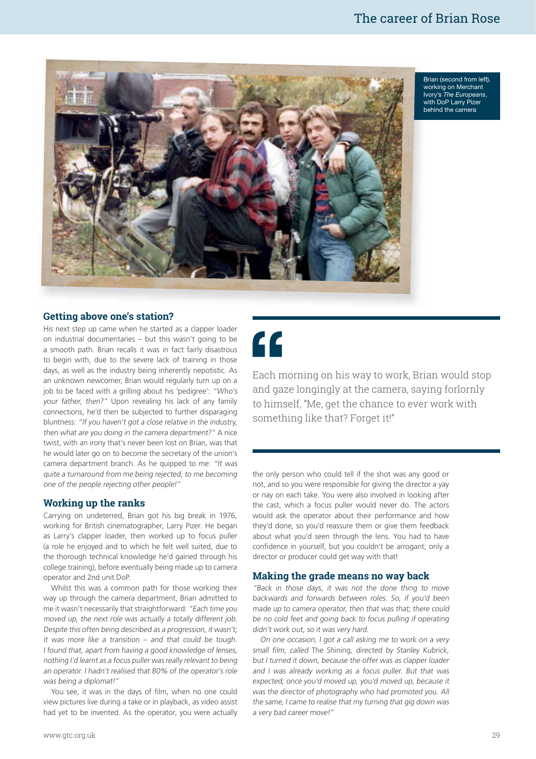Brian (second from left), working on Merchant Ivory's *The Europeans*, with DoP Larry Pizer behind the camera

## Getting above one's station?

His next step up came when he started as a clapper loader on industrial documentaries – but this wasn't going to be a smooth path. Brian recalls it was in fact fairly disastrous to begin with, due to the severe lack of training in those days, as well as the industry being inherently nepotistic. As an unknown newcomer, Brian would regularly turn up on a job to be faced with a grilling about his 'pedigree': *"Who's your father, then?"* Upon revealing his lack of any family connections, he'd then be subjected to further disparaging bluntness: *"If you haven't got a close relative in the industry, then what are you doing in the camera department?"* A nice twist, with an irony that's never been lost on Brian, was that he would later go on to become the secretary of the union's camera department branch. As he quipped to me: *"It was quite a turnaround from me being rejected, to me becoming one of the people rejecting other people!"*

## Working up the ranks

Carrying on undeterred, Brian got his big break in 1976, working for British cinematographer, Larry Pizer. He began as Larry's clapper loader, then worked up to focus puller (a role he enjoyed and to which he felt well suited, due to the thorough technical knowledge he'd gained through his college training), before eventually being made up to camera operator and 2nd unit DoP.

Whilst this was a common path for those working their way up through the camera department, Brian admitted to me it wasn't necessarily that straightforward: *"Each time you moved up, the next role was actually a totally different job. Despite this often being described as a progression, it wasn't; it was more like a transition – and that could be tough. I found that, apart from having a good knowledge of lenses, nothing I'd learnt as a focus puller was really relevant to being an operator. I hadn't realised that 80% of the operator's role was being a diplomat!"*

> Each morning on his way to work, Brian would stop and gaze longingly at the camera, saying forlornly to himself, "Me, get the chance to ever work with something like that? Forget it!"

You see, it was in the days of film, when no one could view pictures live during a take or in playback, as video assist had yet to be invented. As the operator, you were actually the only person who could tell if the shot was any good or not, and so you were responsible for giving the director a yay or nay on each take. You were also involved in looking after the cast, which a focus puller would never do. The actors would ask the operator about their performance and how they'd done, so you'd reassure them or give them feedback about what you'd seen through the lens. You had to have confidence in yourself, but you couldn't be arrogant; only a director or producer could get way with that!

## Making the grade means no way back

*"Back in those days, it was not the done thing to move backwards and forwards between roles. So, if you'd been made up to camera operator, then that was that; there could be no cold feet and going back to focus pulling if operating didn't work out, so it was very hard.*

*On one occasion, I got a call asking me to work on a very small film, called* The Shining, *directed by Stanley Kubrick, but I turned it down, because the offer was as clapper loader and I was already working as a focus puller. But that was expected; once you'd moved up, you'd moved up, because it was the director of photography who had promoted you. All the same, I came to realise that my turning that gig down was a very bad career move!"*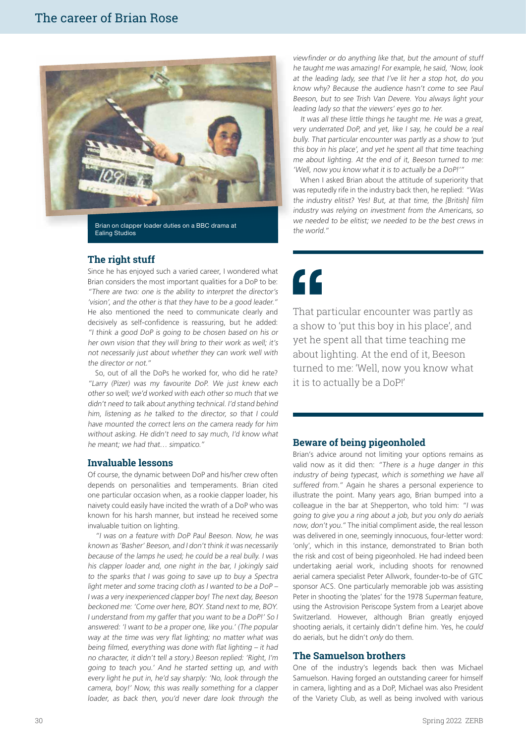Brian on clapper loader duties on a BBC drama at Ealing Studios

## The right stuff

Since he has enjoyed such a varied career, I wondered what Brian considers the most important qualities for a DoP to be: *"There are two: one is the ability to interpret the director's 'vision', and the other is that they have to be a good leader."* He also mentioned the need to communicate clearly and decisively as self-confidence is reassuring, but he added: *"I think a good DoP is going to be chosen based on his or her own vision that they will bring to their work as well; it's not necessarily just about whether they can work well with the director or not."*

So, out of all the DoPs he worked for, who did he rate? *"Larry (Pizer) was my favourite DoP. We just knew each other so well; we'd worked with each other so much that we didn't need to talk about anything technical. I'd stand behind him, listening as he talked to the director, so that I could have mounted the correct lens on the camera ready for him without asking. He didn't need to say much, I'd know what he meant; we had that… simpatico."*

## Invaluable lessons

Of course, the dynamic between DoP and his/her crew often depends on personalities and temperaments. Brian cited one particular occasion when, as a rookie clapper loader, his naivety could easily have incited the wrath of a DoP who was known for his harsh manner, but instead he received some invaluable tuition on lighting.

*"I was on a feature with DoP Paul Beeson. Now, he was known as 'Basher' Beeson, and I don't think it was necessarily because of the lamps he used; he could be a real bully. I was his clapper loader and, one night in the bar, I jokingly said to the sparks that I was going to save up to buy a Spectra light meter and some tracing cloth as I wanted to be a DoP – I was a very inexperienced clapper boy! The next day, Beeson beckoned me: 'Come over here, BOY. Stand next to me, BOY. I understand from my gaffer that you want to be a DoP!' So I answered: 'I want to be a proper one, like you.' (The popular way at the time was very flat lighting; no matter what was being filmed, everything was done with flat lighting – it had no character, it didn't tell a story.) Beeson replied: 'Right, I'm going to teach you.' And he started setting up, and with every light he put in, he'd say sharply: 'No, look through the camera, boy!' Now, this was really something for a clapper loader, as back then, you'd never dare look through the viewfinder or do anything like that, but the amount of stuff he taught me was amazing! For example, he said, 'Now, look at the leading lady, see that I've lit her a stop hot, do you know why? Because the audience hasn't come to see Paul Beeson, but to see Trish Van Devere. You always light your leading lady so that the viewers' eyes go to her.*

*It was all these little things he taught me. He was a great, very underrated DoP, and yet, like I say, he could be a real bully. That particular encounter was partly as a show to 'put this boy in his place', and yet he spent all that time teaching me about lighting. At the end of it, Beeson turned to me: 'Well, now you know what it is to actually be a DoP!'"*

When I asked Brian about the attitude of superiority that was reputedly rife in the industry back then, he replied: *"Was the industry elitist? Yes! But, at that time, the [British] film industry was relying on investment from the Americans, so we needed to be elitist; we needed to be the best crews in the world."*

> That particular encounter was partly as a show to 'put this boy in his place', and yet he spent all that time teaching me about lighting. At the end of it, Beeson turned to me: 'Well, now you know what it is to actually be a DoP!'

## Beware of being pigeonholed

Brian's advice around not limiting your options remains as valid now as it did then: *"There is a huge danger in this industry of being typecast, which is something we have all suffered from."* Again he shares a personal experience to illustrate the point. Many years ago, Brian bumped into a colleague in the bar at Shepperton, who told him: *"I was going to give you a ring about a job, but you only do aerials now, don't you."* The initial compliment aside, the real lesson was delivered in one, seemingly innocuous, four-letter word: 'only', which in this instance, demonstrated to Brian both the risk and cost of being pigeonholed. He had indeed been undertaking aerial work, including shoots for renowned aerial camera specialist Peter Allwork, founder-to-be of GTC sponsor ACS. One particularly memorable job was assisting Peter in shooting the 'plates' for the 1978 *Superman* feature, using the Astrovision Periscope System from a Learjet above Switzerland. However, although Brian greatly enjoyed shooting aerials, it certainly didn't define him. Yes, he *could* do aerials, but he didn't *only* do them.

## The Samuelson brothers

One of the industry's legends back then was Michael Samuelson. Having forged an outstanding career for himself in camera, lighting and as a DoP, Michael was also President of the Variety Club, as well as being involved with various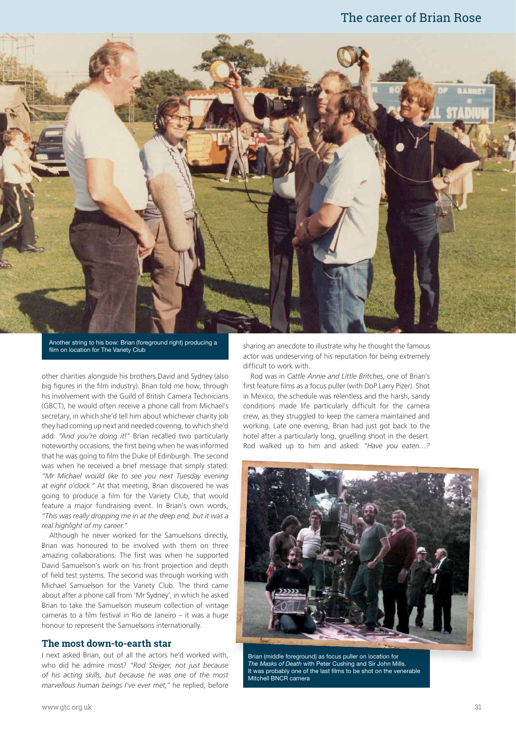Another string to his bow: Brian (foreground right) producing a film on location for The Variety Club

other charities alongside his brothers David and Sydney (also big figures in the film industry). Brian told me how, through his involvement with the Guild of British Camera Technicians (GBCT), he would often receive a phone call from Michael's secretary, in which she'd tell him about whichever charity job they had coming up next and needed covering, to which she'd add: *"And you're doing it!"* Brian recalled two particularly noteworthy occasions, the first being when he was informed that he was going to film the Duke of Edinburgh. The second was when he received a brief message that simply stated: *"Mr Michael would like to see you next Tuesday evening at eight o'clock."* At that meeting, Brian discovered he was going to produce a film for the Variety Club, that would feature a major fundraising event. In Brian's own words, *"This was really dropping me in at the deep end, but it was a real highlight of my career."*

Although he never worked for the Samuelsons directly, Brian was honoured to be involved with them on three amazing collaborations. The first was when he supported David Samuelson's work on his front projection and depth of field test systems. The second was through working with Michael Samuelson for the Variety Club. The third came about after a phone call from 'Mr Sydney', in which he asked Brian to take the Samuelson museum collection of vintage cameras to a film festival in Rio de Janeiro – it was a huge honour to represent the Samuelsons internationally.

## The most down-to-earth star

I next asked Brian, out of all the actors he'd worked with, who did he admire most? *"Rod Steiger, not just because of his acting skills, but because he was one of the most marvellous human beings I've ever met,"* he replied, before sharing an anecdote to illustrate why he thought the famous actor was undeserving of his reputation for being extremely difficult to work with.

Rod was in *Cattle Annie and Little Britches*, one of Brian's first feature films as a focus puller (with DoP Larry Pizer). Shot in Mexico, the schedule was relentless and the harsh, sandy conditions made life particularly difficult for the camera crew, as they struggled to keep the camera maintained and working. Late one evening, Brian had just got back to the hotel after a particularly long, gruelling shoot in the desert. Rod walked up to him and asked: *"Have you eaten…?*

Brian (middle foreground) as focus puller on location for *The Masks of Death* with Peter Cushing and Sir John Mills. It was probably one of the last films to be shot on the venerable Mitchell BNCR camera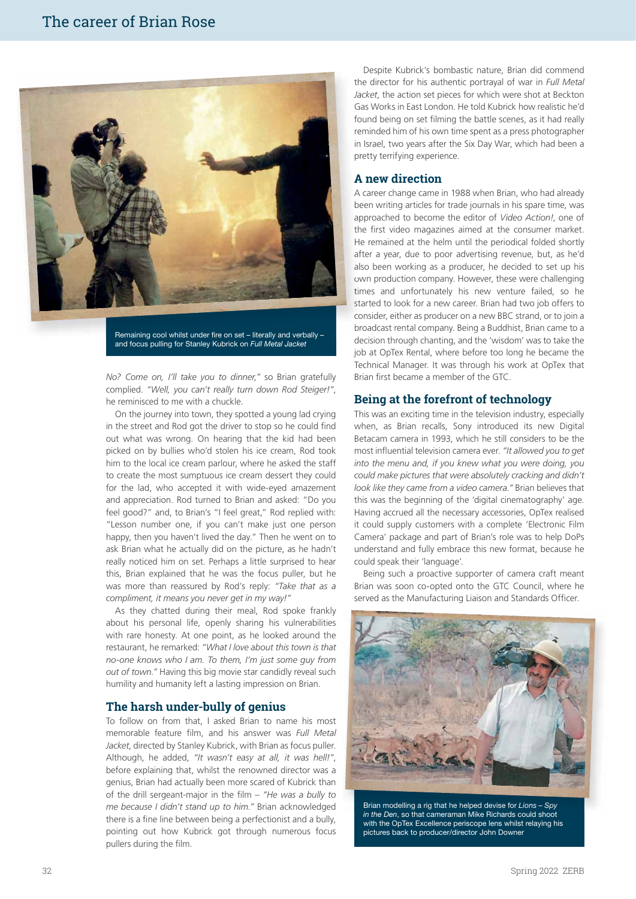Remaining cool whilst under fire on set – literally and verbally – and focus pulling for Stanley Kubrick on *Full Metal Jacket*

*No? Come on, I'll take you to dinner,"* so Brian gratefully complied. *"Well, you can't really turn down Rod Steiger!"*, he reminisced to me with a chuckle.

On the journey into town, they spotted a young lad crying in the street and Rod got the driver to stop so he could find out what was wrong. On hearing that the kid had been picked on by bullies who'd stolen his ice cream, Rod took him to the local ice cream parlour, where he asked the staff to create the most sumptuous ice cream dessert they could for the lad, who accepted it with wide-eyed amazement and appreciation. Rod turned to Brian and asked: "Do you feel good?" and, to Brian's "I feel great," Rod replied with: "Lesson number one, if you can't make just one person happy, then you haven't lived the day." Then he went on to ask Brian what he actually did on the picture, as he hadn't really noticed him on set. Perhaps a little surprised to hear this, Brian explained that he was the focus puller, but he was more than reassured by Rod's reply: *"Take that as a compliment, it means you never get in my way!"*

As they chatted during their meal, Rod spoke frankly about his personal life, openly sharing his vulnerabilities with rare honesty. At one point, as he looked around the restaurant, he remarked: *"What I love about this town is that no-one knows who I am. To them, I'm just some guy from out of town."* Having this big movie star candidly reveal such humility and humanity left a lasting impression on Brian.

## The harsh under-bully of genius

To follow on from that, I asked Brian to name his most memorable feature film, and his answer was *Full Metal Jacket*, directed by Stanley Kubrick, with Brian as focus puller. Although, he added, *"It wasn't easy at all, it was hell!"*, before explaining that, whilst the renowned director was a genius, Brian had actually been more scared of Kubrick than of the drill sergeant-major in the film – *"He was a bully to me because I didn't stand up to him."* Brian acknowledged there is a fine line between being a perfectionist and a bully, pointing out how Kubrick got through numerous focus pullers during the film.

Despite Kubrick's bombastic nature, Brian did commend the director for his authentic portrayal of war in *Full Metal Jacket*, the action set pieces for which were shot at Beckton Gas Works in East London. He told Kubrick how realistic he'd found being on set filming the battle scenes, as it had really reminded him of his own time spent as a press photographer in Israel, two years after the Six Day War, which had been a pretty terrifying experience.

## A new direction

A career change came in 1988 when Brian, who had already been writing articles for trade journals in his spare time, was approached to become the editor of *Video Action!*, one of the first video magazines aimed at the consumer market. He remained at the helm until the periodical folded shortly after a year, due to poor advertising revenue, but, as he'd also been working as a producer, he decided to set up his own production company. However, these were challenging times and unfortunately his new venture failed, so he started to look for a new career. Brian had two job offers to consider, either as producer on a new BBC strand, or to join a broadcast rental company. Being a Buddhist, Brian came to a decision through chanting, and the 'wisdom' was to take the job at OpTex Rental, where before too long he became the Technical Manager. It was through his work at OpTex that Brian first became a member of the GTC.

## Being at the forefront of technology

This was an exciting time in the television industry, especially when, as Brian recalls, Sony introduced its new Digital Betacam camera in 1993, which he still considers to be the most influential television camera ever. *"It allowed you to get into the menu and, if you knew what you were doing, you could make pictures that were absolutely cracking and didn't look like they came from a video camera."* Brian believes that this was the beginning of the 'digital cinematography' age. Having accrued all the necessary accessories, OpTex realised it could supply customers with a complete 'Electronic Film Camera' package and part of Brian's role was to help DoPs understand and fully embrace this new format, because he could speak their 'language'.

Being such a proactive supporter of camera craft meant Brian was soon co-opted onto the GTC Council, where he served as the Manufacturing Liaison and Standards Officer.

Brian modelling a rig that he helped devise for *Lions – Spy in the Den*, so that cameraman Mike Richards could shoot with the OpTex Excellence periscope lens whilst relaying his pictures back to producer/director John Downer